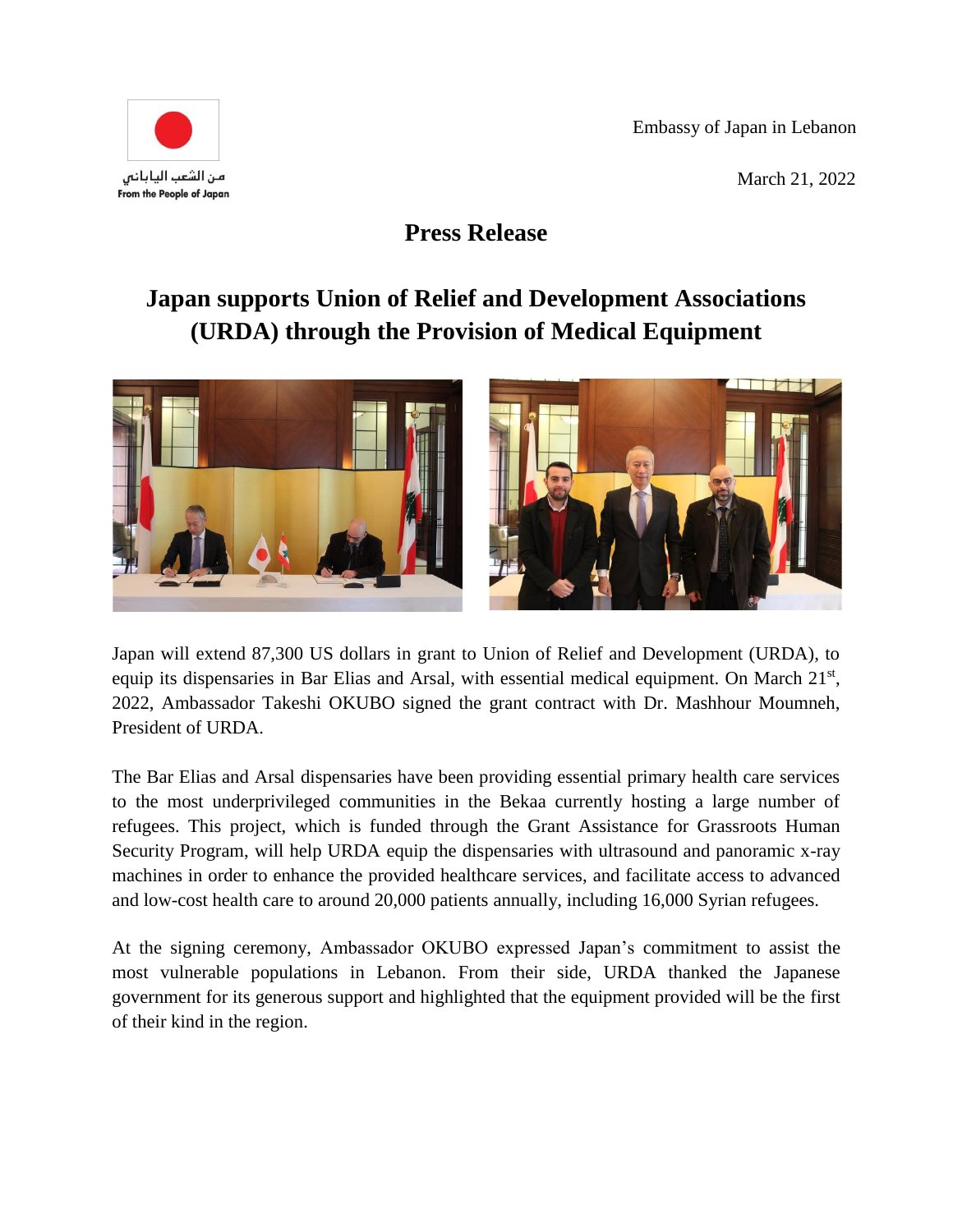مـن الشعب الياباني
From the People of Japan

Embassy of Japan in Lebanon

March 21, 2022

# Press Release

## Japan supports Union of Relief and Development Associations (URDA) through the Provision of Medical Equipment

Japan will extend 87,300 US dollars in grant to Union of Relief and Development (URDA), to equip its dispensaries in Bar Elias and Arsal, with essential medical equipment. On March 21st, 2022, Ambassador Takeshi OKUBO signed the grant contract with Dr. Mashhour Moumneh, President of URDA.

The Bar Elias and Arsal dispensaries have been providing essential primary health care services to the most underprivileged communities in the Bekaa currently hosting a large number of refugees. This project, which is funded through the Grant Assistance for Grassroots Human Security Program, will help URDA equip the dispensaries with ultrasound and panoramic x-ray machines in order to enhance the provided healthcare services, and facilitate access to advanced and low-cost health care to around 20,000 patients annually, including 16,000 Syrian refugees.

At the signing ceremony, Ambassador OKUBO expressed Japan's commitment to assist the most vulnerable populations in Lebanon. From their side, URDA thanked the Japanese government for its generous support and highlighted that the equipment provided will be the first of their kind in the region.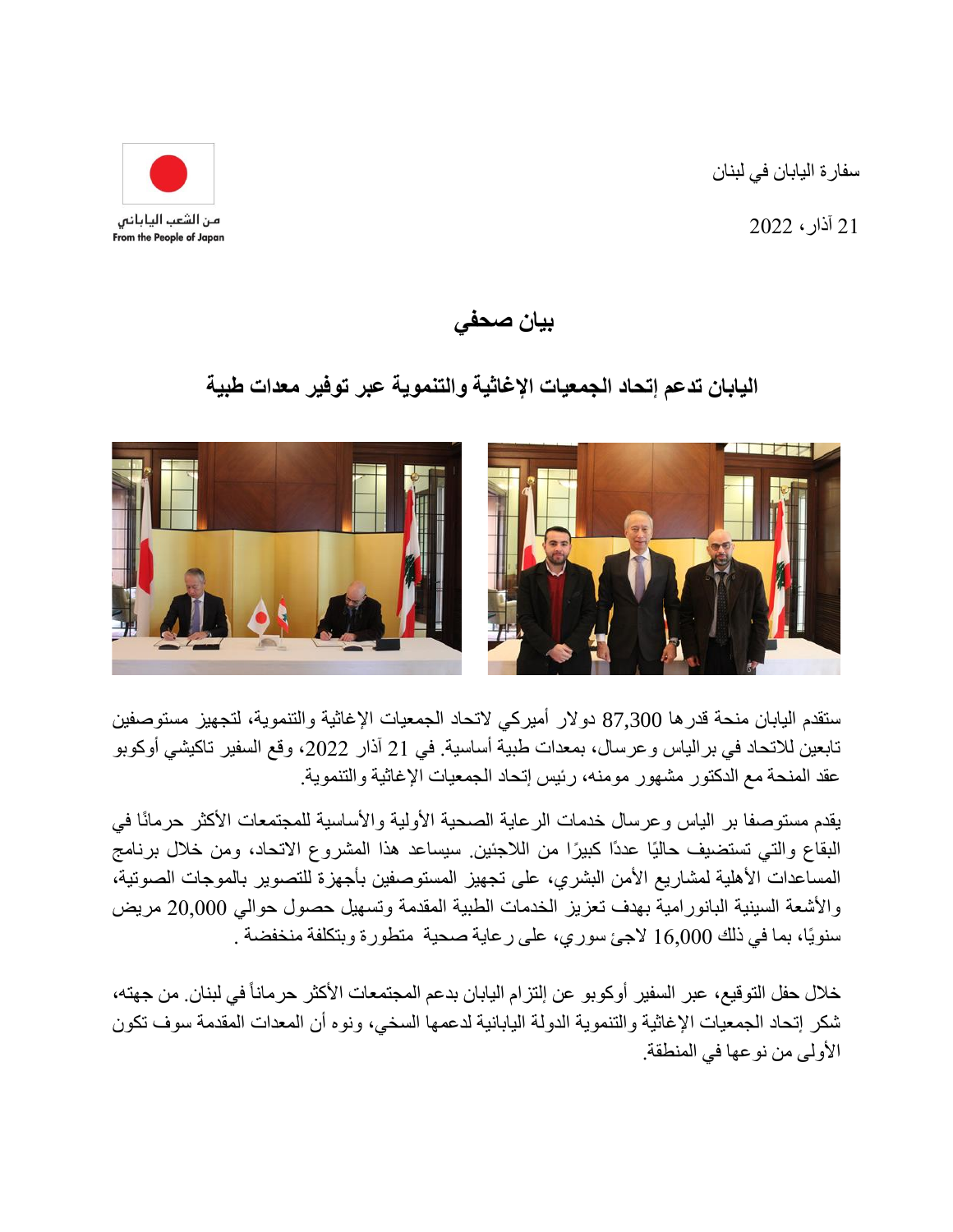سفارة اليابان في لبنان

21 آذار، 2022

من الشعب الياباني
From the People of Japan

# بيان صحفي

## اليابان تدعم إتحاد الجمعيات الإغاثية والتنموية عبر توفير معدات طبية

ستقدم اليابان منحة قدرها 87,300 دولار أميركي لاتحاد الجمعيات الإغاثية والتنموية، لتجهيز مستوصفين تابعين للاتحاد في برالياس وعرسال، بمعدات طبية أساسية. في 21 آذار 2022، وقع السفير تاكيشي أوكوبو عقد المنحة مع الدكتور مشهور مومنه، رئيس إتحاد الجمعيات الإغاثية والتنموية.

يقدم مستوصفا بر الياس وعرسال خدمات الرعاية الصحية الأولية والأساسية للمجتمعات الأكثر حرمانًا في البقاع والتي تستضيف حاليًا عددًا كبيرًا من اللاجئين. سيساعد هذا المشروع الاتحاد، ومن خلال برنامج المساعدات الأهلية لمشاريع الأمن البشري، على تجهيز المستوصفين بأجهزة للتصوير بالموجات الصوتية، والأشعة السينية البانورامية بهدف تعزيز الخدمات الطبية المقدمة وتسهيل حصول حوالي 20,000 مريض سنويًا، بما في ذلك 16,000 لاجئ سوري، على رعاية صحية متطورة وبتكلفة منخفضة.

خلال حفل التوقيع، عبر السفير أوكوبو عن إلتزام اليابان بدعم المجتمعات الأكثر حرماناً في لبنان. من جهته، شكر إتحاد الجمعيات الإغاثية والتنموية الدولة اليابانية لدعمها السخي، ونوه أن المعدات المقدمة سوف تكون الأولى من نوعها في المنطقة.